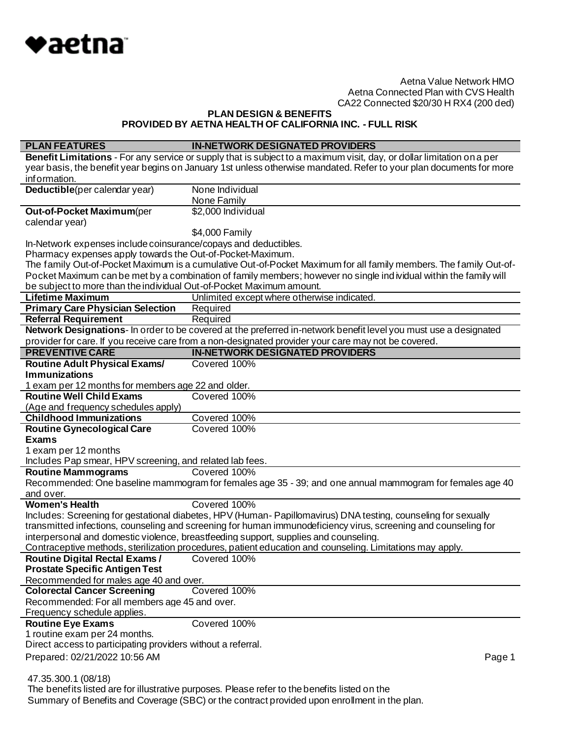Aetna Value Network HMO
Aetna Connected Plan with CVS Health
CA22 Connected $20/30 H RX4 (200 ded)

**PLAN DESIGN & BENEFITS**
**PROVIDED BY AETNA HEALTH OF CALIFORNIA INC. - FULL RISK**

| PLAN FEATURES | IN-NETWORK DESIGNATED PROVIDERS |
|---|---|
| **Benefit Limitations** - For any service or supply that is subject to a maximum visit, day, or dollar limitation on a per year basis, the benefit year begins on January 1st unless otherwise mandated. Refer to your plan documents for more information. | |
| **Deductible** (per calendar year) | None Individual<br>None Family |
| **Out-of-Pocket Maximum** (per calendar year) | $2,000 Individual<br>$4,000 Family |
| In-Network expenses include coinsurance/copays and deductibles.<br>Pharmacy expenses apply towards the Out-of-Pocket-Maximum.<br>The family Out-of-Pocket Maximum is a cumulative Out-of-Pocket Maximum for all family members. The family Out-of-Pocket Maximum can be met by a combination of family members; however no single individual within the family will be subject to more than the individual Out-of-Pocket Maximum amount. | |
| **Lifetime Maximum** | Unlimited except where otherwise indicated. |
| **Primary Care Physician Selection** | Required |
| **Referral Requirement** | Required |
| **Network Designations** - In order to be covered at the preferred in-network benefit level you must use a designated provider for care. If you receive care from a non-designated provider your care may not be covered. | |

| PREVENTIVE CARE | IN-NETWORK DESIGNATED PROVIDERS |
|---|---|
| **Routine Adult Physical Exams/ Immunizations**<br>1 exam per 12 months for members age 22 and older. | Covered 100% |
| **Routine Well Child Exams**<br>(Age and frequency schedules apply) | Covered 100% |
| **Childhood Immunizations** | Covered 100% |
| **Routine Gynecological Care Exams**<br>1 exam per 12 months<br>Includes Pap smear, HPV screening, and related lab fees. | Covered 100% |
| **Routine Mammograms**<br>Recommended: One baseline mammogram for females age 35 - 39; and one annual mammogram for females age 40 and over. | Covered 100% |
| **Women's Health**<br>Includes: Screening for gestational diabetes, HPV (Human- Papillomavirus) DNA testing, counseling for sexually transmitted infections, counseling and screening for human immunodeficiency virus, screening and counseling for interpersonal and domestic violence, breastfeeding support, supplies and counseling.<br>Contraceptive methods, sterilization procedures, patient education and counseling. Limitations may apply. | Covered 100% |
| **Routine Digital Rectal Exams / Prostate Specific Antigen Test**<br>Recommended for males age 40 and over. | Covered 100% |
| **Colorectal Cancer Screening**<br>Recommended: For all members age 45 and over.<br>Frequency schedule applies. | Covered 100% |
| **Routine Eye Exams**<br>1 routine exam per 24 months.<br>Direct access to participating providers without a referral. | Covered 100% |

Prepared: 02/21/2022 10:56 AM

47.35.300.1 (08/18)
The benefits listed are for illustrative purposes. Please refer to the benefits listed on the Summary of Benefits and Coverage (SBC) or the contract provided upon enrollment in the plan.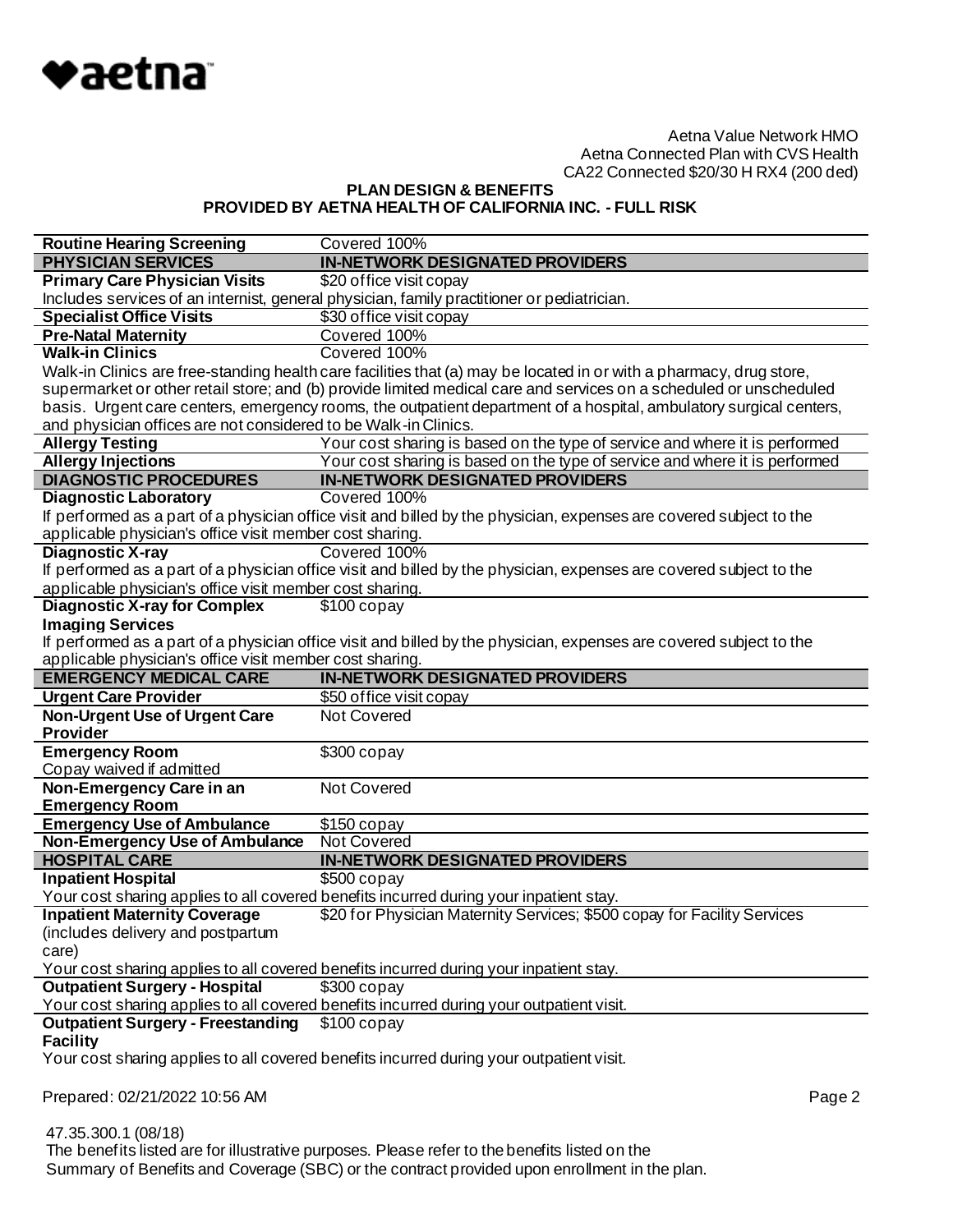Aetna Value Network HMO
Aetna Connected Plan with CVS Health
CA22 Connected $20/30 H RX4 (200 ded)

**PLAN DESIGN & BENEFITS**
**PROVIDED BY AETNA HEALTH OF CALIFORNIA INC. - FULL RISK**

| | |
|---|---|
| **Routine Hearing Screening** | Covered 100% |
| **PHYSICIAN SERVICES** | **IN-NETWORK DESIGNATED PROVIDERS** |
| **Primary Care Physician Visits** | $20 office visit copay |
| Includes services of an internist, general physician, family practitioner or pediatrician. | |
| **Specialist Office Visits** | $30 office visit copay |
| **Pre-Natal Maternity** | Covered 100% |
| **Walk-in Clinics** | Covered 100% |
| Walk-in Clinics are free-standing health care facilities that (a) may be located in or with a pharmacy, drug store, supermarket or other retail store; and (b) provide limited medical care and services on a scheduled or unscheduled basis. Urgent care centers, emergency rooms, the outpatient department of a hospital, ambulatory surgical centers, and physician offices are not considered to be Walk-in Clinics. | |
| **Allergy Testing** | Your cost sharing is based on the type of service and where it is performed |
| **Allergy Injections** | Your cost sharing is based on the type of service and where it is performed |
| **DIAGNOSTIC PROCEDURES** | **IN-NETWORK DESIGNATED PROVIDERS** |
| **Diagnostic Laboratory** | Covered 100% |
| If performed as a part of a physician office visit and billed by the physician, expenses are covered subject to the applicable physician's office visit member cost sharing. | |
| **Diagnostic X-ray** | Covered 100% |
| If performed as a part of a physician office visit and billed by the physician, expenses are covered subject to the applicable physician's office visit member cost sharing. | |
| **Diagnostic X-ray for Complex Imaging Services** | $100 copay |
| If performed as a part of a physician office visit and billed by the physician, expenses are covered subject to the applicable physician's office visit member cost sharing. | |
| **EMERGENCY MEDICAL CARE** | **IN-NETWORK DESIGNATED PROVIDERS** |
| **Urgent Care Provider** | $50 office visit copay |
| **Non-Urgent Use of Urgent Care Provider** | Not Covered |
| **Emergency Room**<br>Copay waived if admitted | $300 copay |
| **Non-Emergency Care in an Emergency Room** | Not Covered |
| **Emergency Use of Ambulance** | $150 copay |
| **Non-Emergency Use of Ambulance** | Not Covered |
| **HOSPITAL CARE** | **IN-NETWORK DESIGNATED PROVIDERS** |
| **Inpatient Hospital** | $500 copay |
| Your cost sharing applies to all covered benefits incurred during your inpatient stay. | |
| **Inpatient Maternity Coverage** (includes delivery and postpartum care) | $20 for Physician Maternity Services; $500 copay for Facility Services |
| Your cost sharing applies to all covered benefits incurred during your inpatient stay. | |
| **Outpatient Surgery - Hospital** | $300 copay |
| Your cost sharing applies to all covered benefits incurred during your outpatient visit. | |
| **Outpatient Surgery - Freestanding Facility** | $100 copay |
| Your cost sharing applies to all covered benefits incurred during your outpatient visit. | |

Prepared: 02/21/2022 10:56 AM

47.35.300.1 (08/18)
The benefits listed are for illustrative purposes. Please refer to the benefits listed on the Summary of Benefits and Coverage (SBC) or the contract provided upon enrollment in the plan.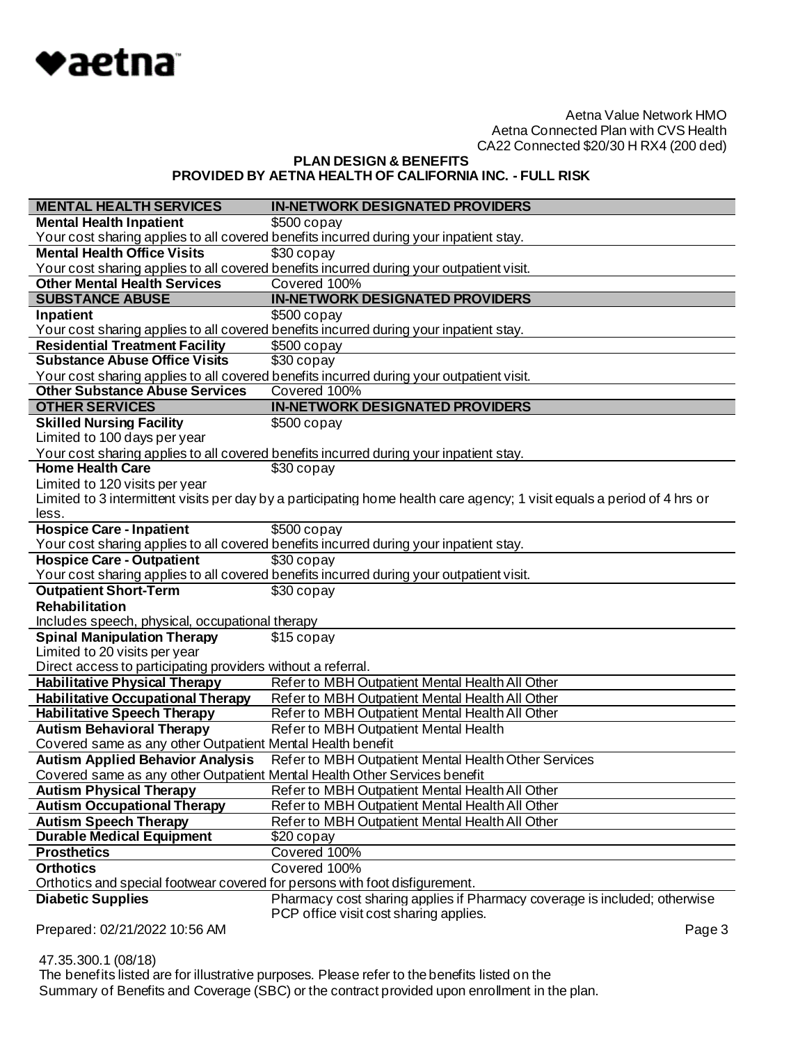Aetna Value Network HMO
Aetna Connected Plan with CVS Health
CA22 Connected $20/30 H RX4 (200 ded)

**PLAN DESIGN & BENEFITS**
**PROVIDED BY AETNA HEALTH OF CALIFORNIA INC. - FULL RISK**

| MENTAL HEALTH SERVICES | IN-NETWORK DESIGNATED PROVIDERS |
|---|---|
| **Mental Health Inpatient** | $500 copay |
| Your cost sharing applies to all covered benefits incurred during your inpatient stay. | |
| **Mental Health Office Visits** | $30 copay |
| Your cost sharing applies to all covered benefits incurred during your outpatient visit. | |
| **Other Mental Health Services** | Covered 100% |
| **SUBSTANCE ABUSE** | **IN-NETWORK DESIGNATED PROVIDERS** |
| **Inpatient** | $500 copay |
| Your cost sharing applies to all covered benefits incurred during your inpatient stay. | |
| **Residential Treatment Facility** | $500 copay |
| **Substance Abuse Office Visits** | $30 copay |
| Your cost sharing applies to all covered benefits incurred during your outpatient visit. | |
| **Other Substance Abuse Services** | Covered 100% |
| **OTHER SERVICES** | **IN-NETWORK DESIGNATED PROVIDERS** |
| **Skilled Nursing Facility**<br>Limited to 100 days per year | $500 copay |
| Your cost sharing applies to all covered benefits incurred during your inpatient stay. | |
| **Home Health Care**<br>Limited to 120 visits per year | $30 copay |
| Limited to 3 intermittent visits per day by a participating home health care agency; 1 visit equals a period of 4 hrs or less. | |
| **Hospice Care - Inpatient** | $500 copay |
| Your cost sharing applies to all covered benefits incurred during your inpatient stay. | |
| **Hospice Care - Outpatient** | $30 copay |
| Your cost sharing applies to all covered benefits incurred during your outpatient visit. | |
| **Outpatient Short-Term Rehabilitation**<br>Includes speech, physical, occupational therapy | $30 copay |
| **Spinal Manipulation Therapy**<br>Limited to 20 visits per year<br>Direct access to participating providers without a referral. | $15 copay |
| **Habilitative Physical Therapy** | Refer to MBH Outpatient Mental Health All Other |
| **Habilitative Occupational Therapy** | Refer to MBH Outpatient Mental Health All Other |
| **Habilitative Speech Therapy** | Refer to MBH Outpatient Mental Health All Other |
| **Autism Behavioral Therapy** | Refer to MBH Outpatient Mental Health |
| Covered same as any other Outpatient Mental Health benefit | |
| **Autism Applied Behavior Analysis** | Refer to MBH Outpatient Mental Health Other Services |
| Covered same as any other Outpatient Mental Health Other Services benefit | |
| **Autism Physical Therapy** | Refer to MBH Outpatient Mental Health All Other |
| **Autism Occupational Therapy** | Refer to MBH Outpatient Mental Health All Other |
| **Autism Speech Therapy** | Refer to MBH Outpatient Mental Health All Other |
| **Durable Medical Equipment** | $20 copay |
| **Prosthetics** | Covered 100% |
| **Orthotics** | Covered 100% |
| Orthotics and special footwear covered for persons with foot disfigurement. | |
| **Diabetic Supplies** | Pharmacy cost sharing applies if Pharmacy coverage is included; otherwise PCP office visit cost sharing applies. |

Prepared: 02/21/2022 10:56 AM

47.35.300.1 (08/18)
The benefits listed are for illustrative purposes. Please refer to the benefits listed on the Summary of Benefits and Coverage (SBC) or the contract provided upon enrollment in the plan.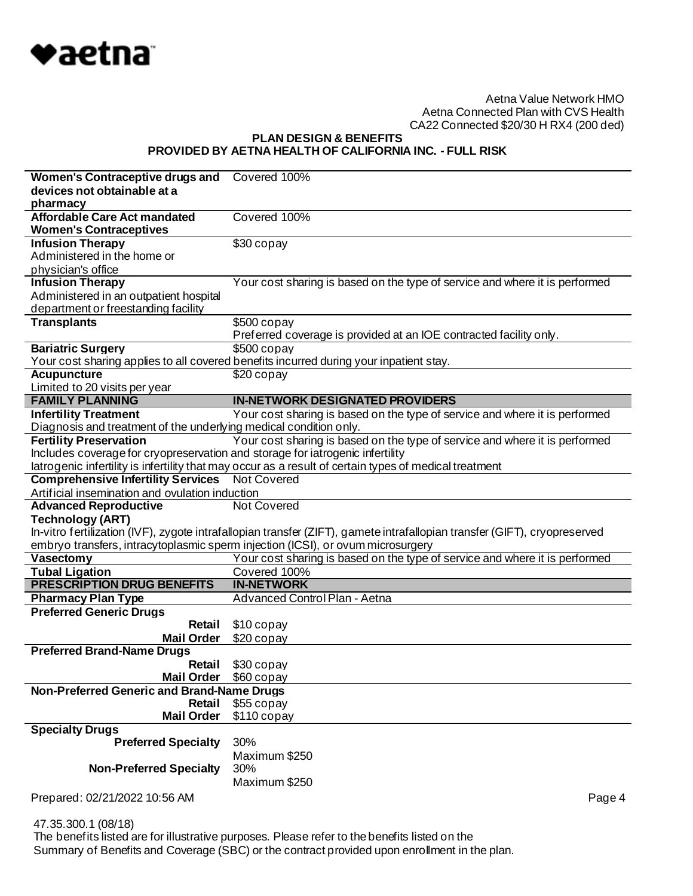Aetna Value Network HMO
Aetna Connected Plan with CVS Health
CA22 Connected $20/30 H RX4 (200 ded)

**PLAN DESIGN & BENEFITS**
**PROVIDED BY AETNA HEALTH OF CALIFORNIA INC. - FULL RISK**

| | |
|---|---|
| **Women's Contraceptive drugs and devices not obtainable at a pharmacy** | Covered 100% |
| **Affordable Care Act mandated Women's Contraceptives** | Covered 100% |
| **Infusion Therapy**<br>Administered in the home or physician's office | $30 copay |
| **Infusion Therapy**<br>Administered in an outpatient hospital department or freestanding facility | Your cost sharing is based on the type of service and where it is performed |
| **Transplants** | $500 copay<br>Preferred coverage is provided at an IOE contracted facility only. |
| **Bariatric Surgery**<br>Your cost sharing applies to all covered benefits incurred during your inpatient stay. | $500 copay |
| **Acupuncture**<br>Limited to 20 visits per year | $20 copay |
| **FAMILY PLANNING** | **IN-NETWORK DESIGNATED PROVIDERS** |
| **Infertility Treatment**<br>Diagnosis and treatment of the underlying medical condition only. | Your cost sharing is based on the type of service and where it is performed |
| **Fertility Preservation**<br>Includes coverage for cryopreservation and storage for iatrogenic infertility<br>Iatrogenic infertility is infertility that may occur as a result of certain types of medical treatment | Your cost sharing is based on the type of service and where it is performed |
| **Comprehensive Infertility Services**<br>Artificial insemination and ovulation induction | Not Covered |
| **Advanced Reproductive Technology (ART)**<br>In-vitro fertilization (IVF), zygote intrafallopian transfer (ZIFT), gamete intrafallopian transfer (GIFT), cryopreserved embryo transfers, intracytoplasmic sperm injection (ICSI), or ovum microsurgery | Not Covered |
| **Vasectomy** | Your cost sharing is based on the type of service and where it is performed |
| **Tubal Ligation** | Covered 100% |
| **PRESCRIPTION DRUG BENEFITS** | **IN-NETWORK** |
| **Pharmacy Plan Type** | Advanced Control Plan - Aetna |
| **Preferred Generic Drugs** | |
| **Retail** | $10 copay |
| **Mail Order** | $20 copay |
| **Preferred Brand-Name Drugs** | |
| **Retail** | $30 copay |
| **Mail Order** | $60 copay |
| **Non-Preferred Generic and Brand-Name Drugs** | |
| **Retail** | $55 copay |
| **Mail Order** | $110 copay |
| **Specialty Drugs** | |
| **Preferred Specialty** | 30%<br>Maximum $250 |
| **Non-Preferred Specialty** | 30%<br>Maximum $250 |

Prepared: 02/21/2022 10:56 AM

47.35.300.1 (08/18)
The benefits listed are for illustrative purposes. Please refer to the benefits listed on the Summary of Benefits and Coverage (SBC) or the contract provided upon enrollment in the plan.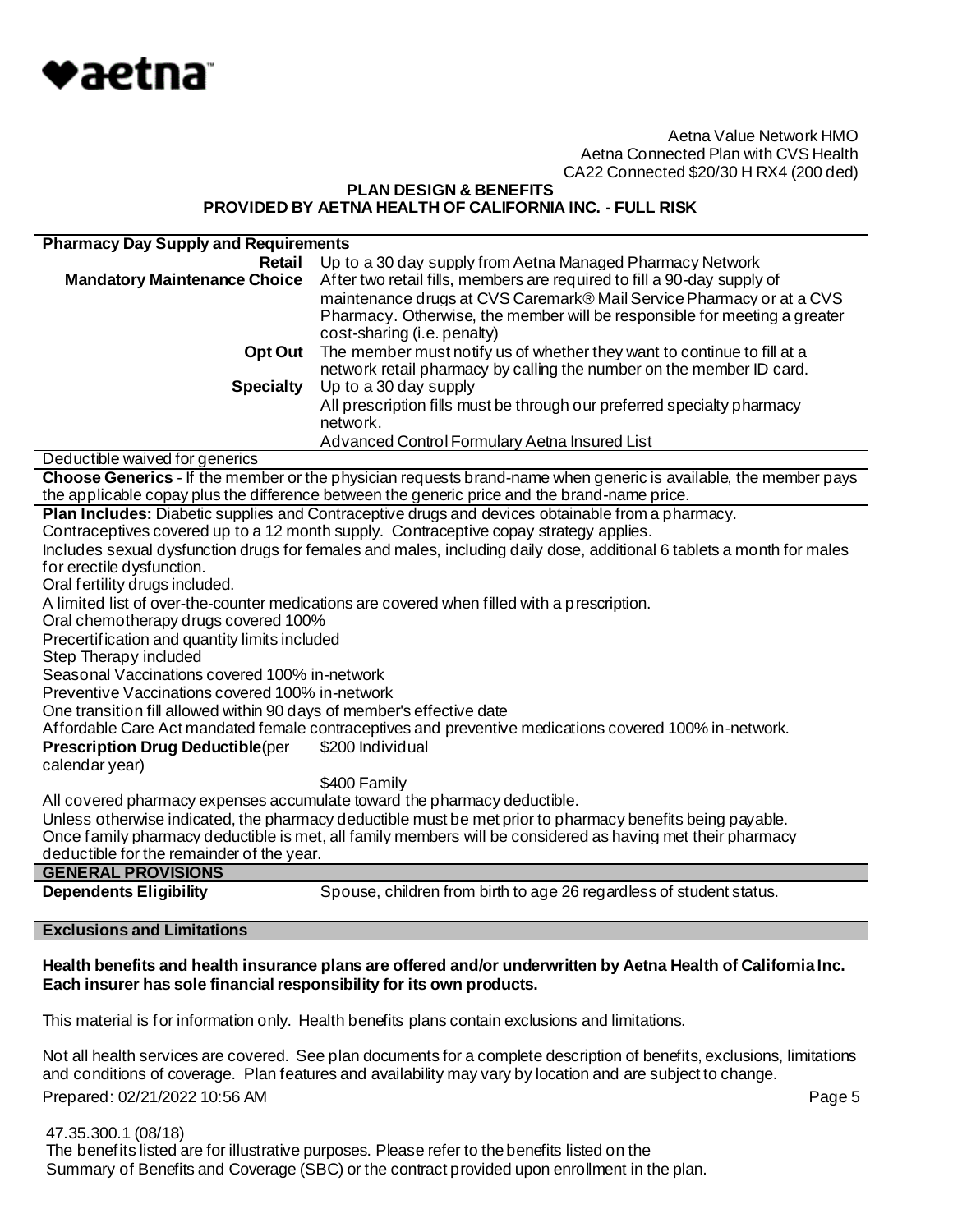Aetna Value Network HMO
Aetna Connected Plan with CVS Health
CA22 Connected $20/30 H RX4 (200 ded)

**PLAN DESIGN & BENEFITS**
**PROVIDED BY AETNA HEALTH OF CALIFORNIA INC. - FULL RISK**

| **Pharmacy Day Supply and Requirements** | |
|---|---|
| **Retail** | Up to a 30 day supply from Aetna Managed Pharmacy Network |
| **Mandatory Maintenance Choice** | After two retail fills, members are required to fill a 90-day supply of maintenance drugs at CVS Caremark® Mail Service Pharmacy or at a CVS Pharmacy. Otherwise, the member will be responsible for meeting a greater cost-sharing (i.e. penalty) |
| **Opt Out** | The member must notify us of whether they want to continue to fill at a network retail pharmacy by calling the number on the member ID card. |
| **Specialty** | Up to a 30 day supply<br>All prescription fills must be through our preferred specialty pharmacy network.<br>Advanced Control Formulary Aetna Insured List |

Deductible waived for generics

**Choose Generics** - If the member or the physician requests brand-name when generic is available, the member pays the applicable copay plus the difference between the generic price and the brand-name price.

**Plan Includes:** Diabetic supplies and Contraceptive drugs and devices obtainable from a pharmacy.
Contraceptives covered up to a 12 month supply. Contraceptive copay strategy applies.
Includes sexual dysfunction drugs for females and males, including daily dose, additional 6 tablets a month for males for erectile dysfunction.
Oral fertility drugs included.
A limited list of over-the-counter medications are covered when filled with a prescription.
Oral chemotherapy drugs covered 100%
Precertification and quantity limits included
Step Therapy included
Seasonal Vaccinations covered 100% in-network
Preventive Vaccinations covered 100% in-network
One transition fill allowed within 90 days of member's effective date
Affordable Care Act mandated female contraceptives and preventive medications covered 100% in-network.

| **Prescription Drug Deductible** (per calendar year) | $200 Individual<br>$400 Family |
|---|---|

All covered pharmacy expenses accumulate toward the pharmacy deductible.
Unless otherwise indicated, the pharmacy deductible must be met prior to pharmacy benefits being payable.
Once family pharmacy deductible is met, all family members will be considered as having met their pharmacy deductible for the remainder of the year.

## GENERAL PROVISIONS

| **Dependents Eligibility** | Spouse, children from birth to age 26 regardless of student status. |
|---|---|

## Exclusions and Limitations

**Health benefits and health insurance plans are offered and/or underwritten by Aetna Health of California Inc. Each insurer has sole financial responsibility for its own products.**

This material is for information only. Health benefits plans contain exclusions and limitations.

Not all health services are covered. See plan documents for a complete description of benefits, exclusions, limitations and conditions of coverage. Plan features and availability may vary by location and are subject to change.

Prepared: 02/21/2022 10:56 AM

47.35.300.1 (08/18)
The benefits listed are for illustrative purposes. Please refer to the benefits listed on the Summary of Benefits and Coverage (SBC) or the contract provided upon enrollment in the plan.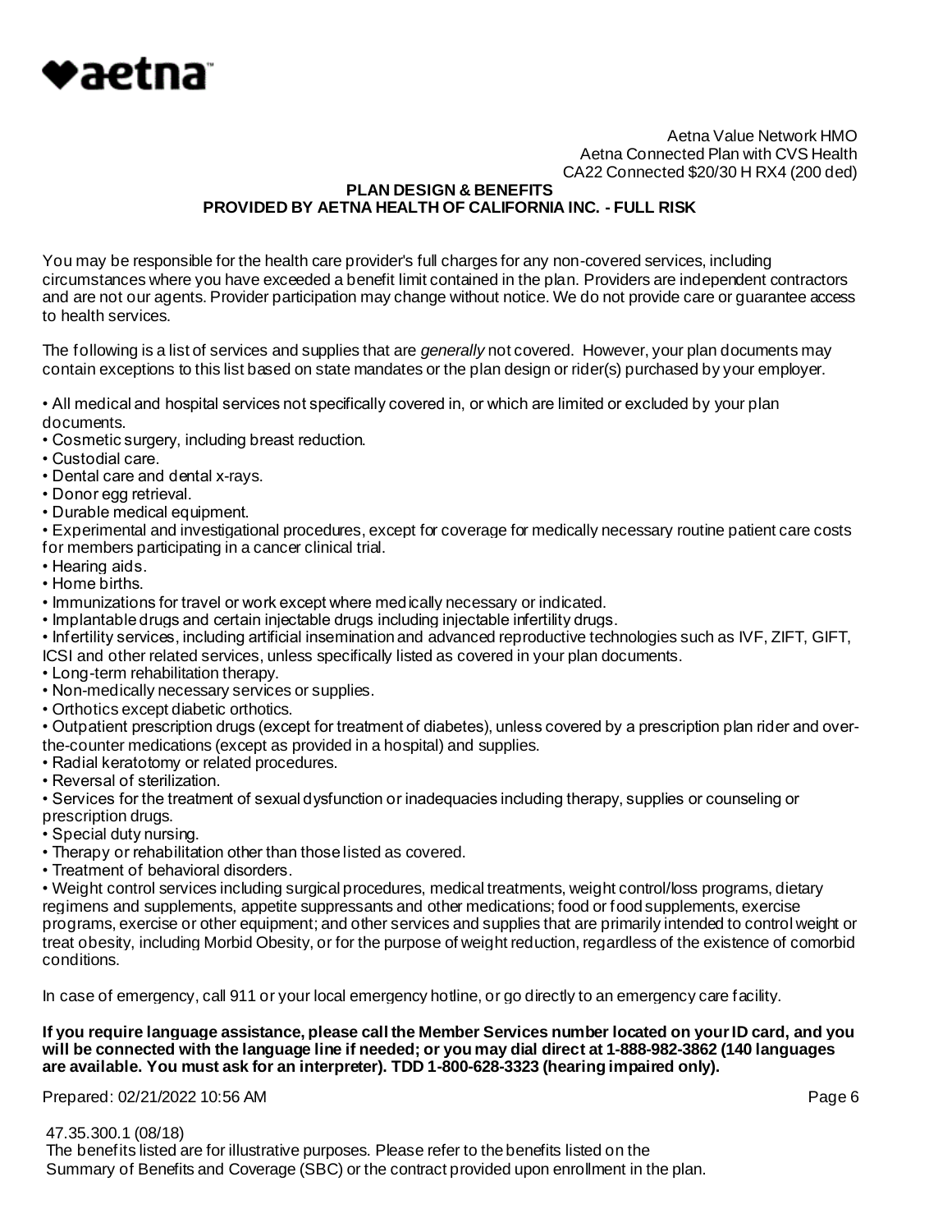Aetna Value Network HMO
Aetna Connected Plan with CVS Health
CA22 Connected $20/30 H RX4 (200 ded)

**PLAN DESIGN & BENEFITS**
**PROVIDED BY AETNA HEALTH OF CALIFORNIA INC. - FULL RISK**

You may be responsible for the health care provider's full charges for any non-covered services, including circumstances where you have exceeded a benefit limit contained in the plan. Providers are independent contractors and are not our agents. Provider participation may change without notice. We do not provide care or guarantee access to health services.

The following is a list of services and supplies that are *generally* not covered. However, your plan documents may contain exceptions to this list based on state mandates or the plan design or rider(s) purchased by your employer.

- All medical and hospital services not specifically covered in, or which are limited or excluded by your plan documents.
- Cosmetic surgery, including breast reduction.
- Custodial care.
- Dental care and dental x-rays.
- Donor egg retrieval.
- Durable medical equipment.
- Experimental and investigational procedures, except for coverage for medically necessary routine patient care costs for members participating in a cancer clinical trial.
- Hearing aids.
- Home births.
- Immunizations for travel or work except where medically necessary or indicated.
- Implantable drugs and certain injectable drugs including injectable infertility drugs.
- Infertility services, including artificial insemination and advanced reproductive technologies such as IVF, ZIFT, GIFT, ICSI and other related services, unless specifically listed as covered in your plan documents.
- Long-term rehabilitation therapy.
- Non-medically necessary services or supplies.
- Orthotics except diabetic orthotics.
- Outpatient prescription drugs (except for treatment of diabetes), unless covered by a prescription plan rider and over-the-counter medications (except as provided in a hospital) and supplies.
- Radial keratotomy or related procedures.
- Reversal of sterilization.
- Services for the treatment of sexual dysfunction or inadequacies including therapy, supplies or counseling or prescription drugs.
- Special duty nursing.
- Therapy or rehabilitation other than those listed as covered.
- Treatment of behavioral disorders.
- Weight control services including surgical procedures, medical treatments, weight control/loss programs, dietary regimens and supplements, appetite suppressants and other medications; food or food supplements, exercise programs, exercise or other equipment; and other services and supplies that are primarily intended to control weight or treat obesity, including Morbid Obesity, or for the purpose of weight reduction, regardless of the existence of comorbid conditions.

In case of emergency, call 911 or your local emergency hotline, or go directly to an emergency care facility.

**If you require language assistance, please call the Member Services number located on your ID card, and you will be connected with the language line if needed; or you may dial direct at 1-888-982-3862 (140 languages are available. You must ask for an interpreter). TDD 1-800-628-3323 (hearing impaired only).**

Prepared: 02/21/2022 10:56 AM

47.35.300.1 (08/18)
The benefits listed are for illustrative purposes. Please refer to the benefits listed on the Summary of Benefits and Coverage (SBC) or the contract provided upon enrollment in the plan.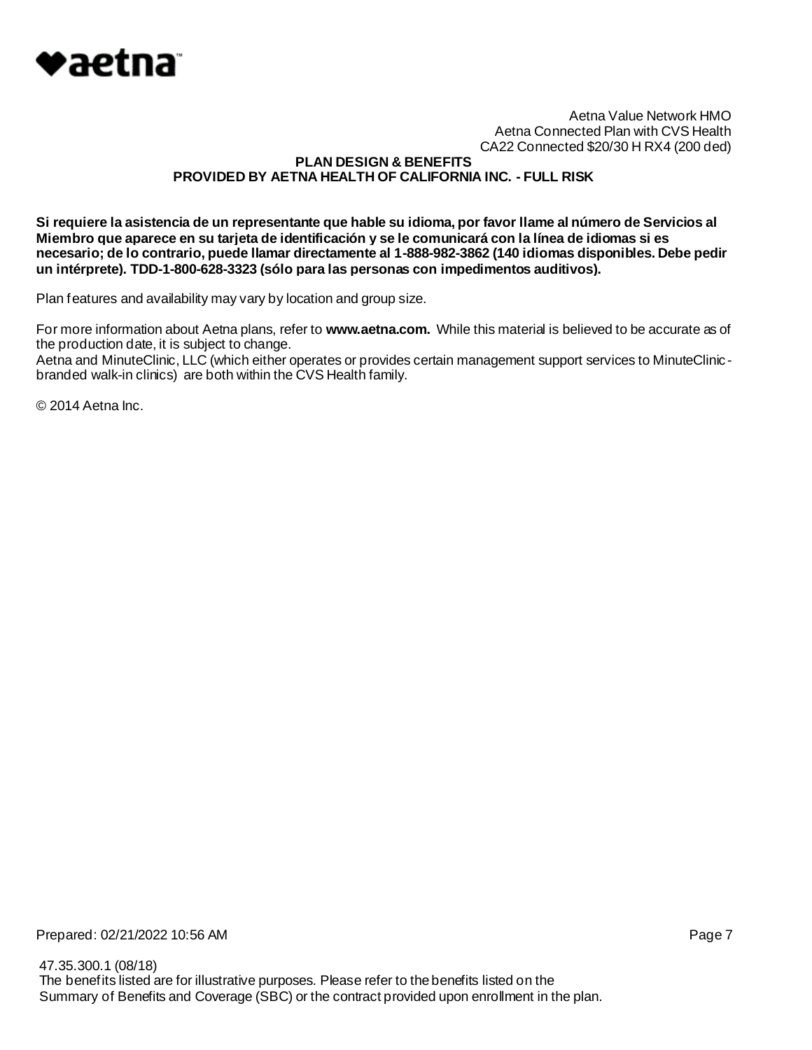Aetna Value Network HMO
Aetna Connected Plan with CVS Health
CA22 Connected $20/30 H RX4 (200 ded)

**PLAN DESIGN & BENEFITS**
**PROVIDED BY AETNA HEALTH OF CALIFORNIA INC. - FULL RISK**

**Si requiere la asistencia de un representante que hable su idioma, por favor llame al número de Servicios al Miembro que aparece en su tarjeta de identificación y se le comunicará con la línea de idiomas si es necesario; de lo contrario, puede llamar directamente al 1-888-982-3862 (140 idiomas disponibles. Debe pedir un intérprete). TDD-1-800-628-3323 (sólo para las personas con impedimentos auditivos).**

Plan features and availability may vary by location and group size.

For more information about Aetna plans, refer to **www.aetna.com.** While this material is believed to be accurate as of the production date, it is subject to change.
Aetna and MinuteClinic, LLC (which either operates or provides certain management support services to MinuteClinic-branded walk-in clinics) are both within the CVS Health family.

© 2014 Aetna Inc.

Prepared: 02/21/2022 10:56 AM

47.35.300.1 (08/18)
The benefits listed are for illustrative purposes. Please refer to the benefits listed on the Summary of Benefits and Coverage (SBC) or the contract provided upon enrollment in the plan.